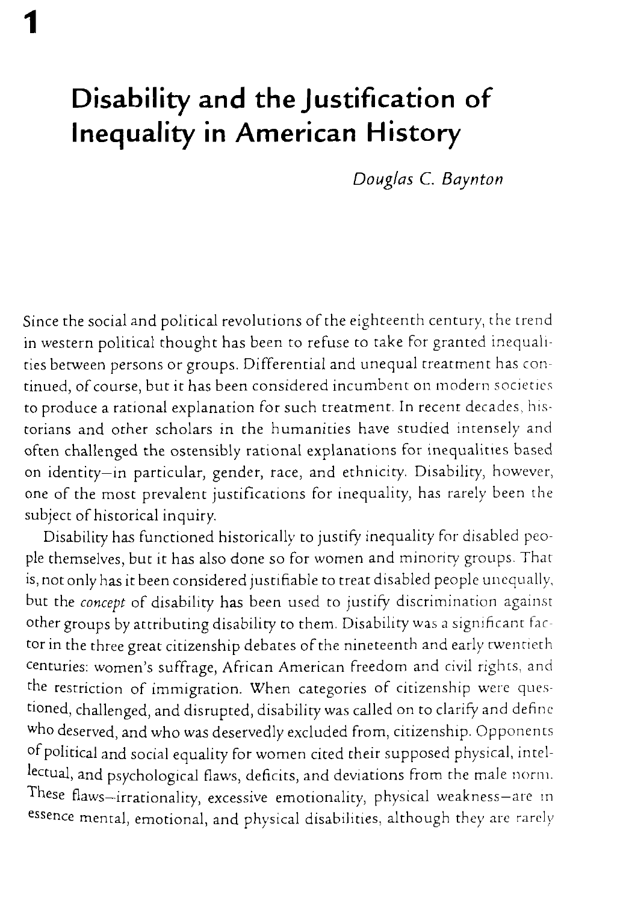1

# Disability and the Justification of Inequality in American History

*Douglas C. Baynton*

Since the social and political revolutions of the eighteenth century, the trend in western political thought has been to refuse to take for granted inequalities between persons or groups. Differential and unequal treatment has continued, of course, but it has been considered incumbent on modern societies to produce a rational explanation for such treatment. In recent decades, historians and other scholars in the humanities have studied intensely and often challenged the ostensibly rational explanations for inequalities based on identity—in particular, gender, race, and ethnicity. Disability, however, one of the most prevalent justifications for inequality, has rarely been the subject of historical inquiry.

Disability has functioned historically to justify inequality for disabled people themselves, but it has also done so for women and minority groups. That is, not only has it been considered justifiable to treat disabled people unequally, but the *concept* of disability has been used to justify discrimination against other groups by attributing disability to them. Disability was a significant factor in the three great citizenship debates of the nineteenth and early twentieth centuries: women's suffrage, African American freedom and civil rights, and the restriction of immigration. When categories of citizenship were questioned, challenged, and disrupted, disability was called on to clarify and define who deserved, and who was deservedly excluded from, citizenship. Opponents of political and social equality for women cited their supposed physical, intellectual, and psychological flaws, deficits, and deviations from the male norm. These flaws—irrationality, excessive emotionality, physical weakness—are in essence mental, emotional, and physical disabilities, although they are rarely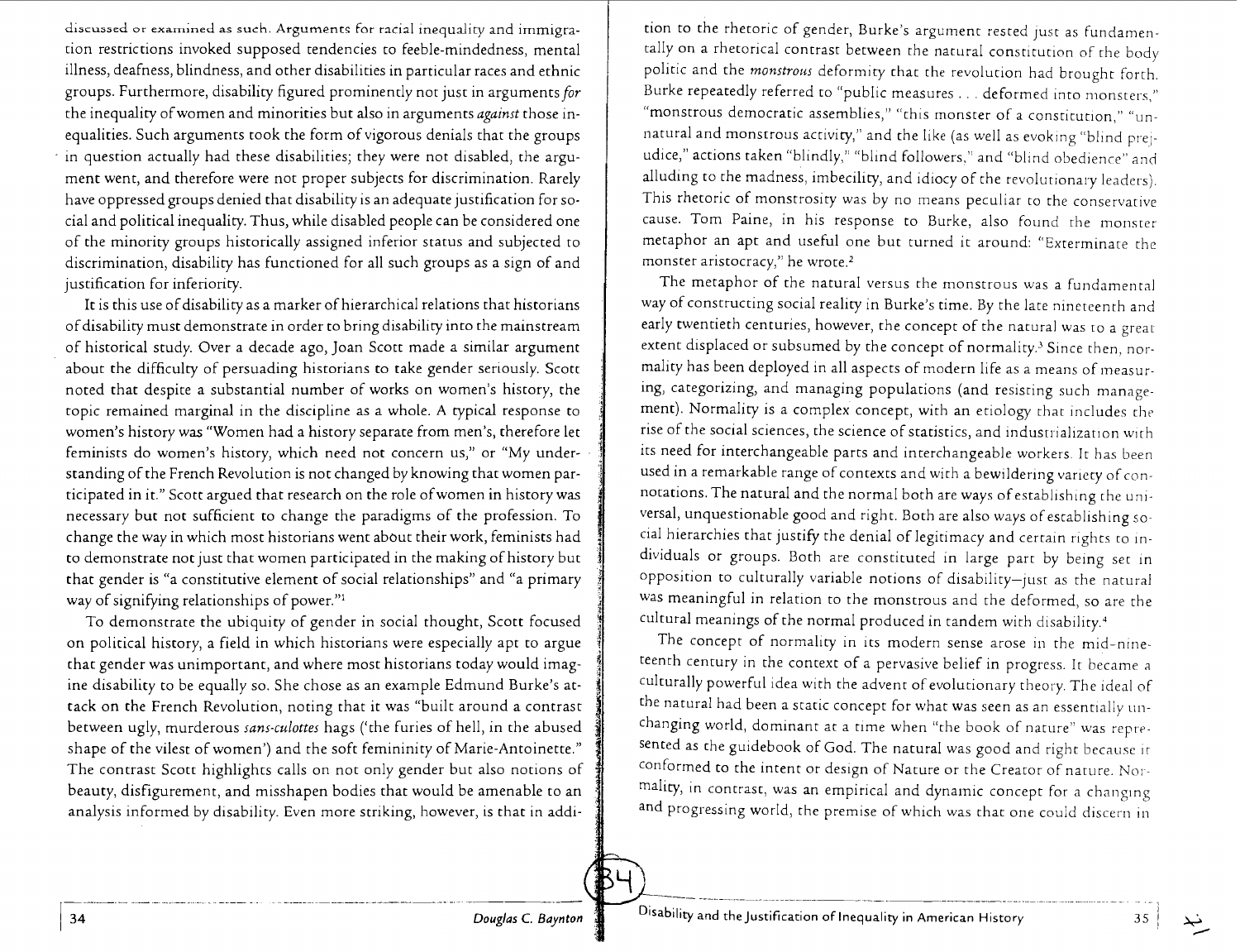discussed or examined as such. Arguments for racial inequality and immigration restrictions invoked supposed tendencies to feeble-mindedness, mental illness, deafness, blindness, and other disabilities in particular races and ethnic groups. Furthermore, disability figured prominently not just in arguments *for* the inequality of women and minorities but also in arguments *against* those inequalities. Such arguments took the form of vigorous denials that the groups in question actually had these disabilities; they were not disabled, the argument went, and therefore were not proper subjects for discrimination. Rarely have oppressed groups denied that disability is an adequate justification for social and political inequality. Thus, while disabled people can be considered one of the minority groups historically assigned inferior status and subjected to discrimination, disability has functioned for all such groups as a sign of and justification for inferiority.

It is this use of disability as a marker of hierarchical relations that historians of disability must demonstrate in order to bring disability into the mainstream of historical study. Over a decade ago, Joan Scott made a similar argument about the difficulty of persuading historians to take gender seriously. Scott noted that despite a substantial number of works on women's history, the topic remained marginal in the discipline as a whole. A typical response to women's history was "Women had a history separate from men's, therefore let feminists do women's history, which need not concern us," or "My understanding of the French Revolution is not changed by knowing that women participated in it." Scott argued that research on the role of women in history was necessary but not sufficient to change the paradigms of the profession. To change the way in which most historians went about their work, feminists had to demonstrate not just that women participated in the making of history but that gender is "a constitutive element of social relationships" and "a primary way of signifying relationships of power."[1]

To demonstrate the ubiquity of gender in social thought, Scott focused on political history, a field in which historians were especially apt to argue that gender was unimportant, and where most historians today would imagine disability to be equally so. She chose as an example Edmund Burke's attack on the French Revolution, noting that it was "built around a contrast between ugly, murderous *sans-culottes* hags ('the furies of hell, in the abused shape of the vilest of women') and the soft femininity of Marie-Antoinette." The contrast Scott highlights calls on not only gender but also notions of beauty, disfigurement, and misshapen bodies that would be amenable to an analysis informed by disability. Even more striking, however, is that in addition to the rhetoric of gender, Burke's argument rested just as fundamentally on a rhetorical contrast between the natural constitution of the body politic and the *monstrous* deformity that the revolution had brought forth. Burke repeatedly referred to "public measures . . . deformed into monsters," "monstrous democratic assemblies," "this monster of a constitution," "unnatural and monstrous activity," and the like (as well as evoking "blind prejudice," actions taken "blindly," "blind followers," and "blind obedience" and alluding to the madness, imbecility, and idiocy of the revolutionary leaders). This rhetoric of monstrosity was by no means peculiar to the conservative cause. Tom Paine, in his response to Burke, also found the monster metaphor an apt and useful one but turned it around: "Exterminate the monster aristocracy," he wrote.[2]

The metaphor of the natural versus the monstrous was a fundamental way of constructing social reality in Burke's time. By the late nineteenth and early twentieth centuries, however, the concept of the natural was to a great extent displaced or subsumed by the concept of normality.[3] Since then, normality has been deployed in all aspects of modern life as a means of measuring, categorizing, and managing populations (and resisting such management). Normality is a complex concept, with an etiology that includes the rise of the social sciences, the science of statistics, and industrialization with its need for interchangeable parts and interchangeable workers. It has been used in a remarkable range of contexts and with a bewildering variety of connotations. The natural and the normal both are ways of establishing the universal, unquestionable good and right. Both are also ways of establishing social hierarchies that justify the denial of legitimacy and certain rights to individuals or groups. Both are constituted in large part by being set in opposition to culturally variable notions of disability—just as the natural was meaningful in relation to the monstrous and the deformed, so are the cultural meanings of the normal produced in tandem with disability.[4]

The concept of normality in its modern sense arose in the mid-nineteenth century in the context of a pervasive belief in progress. It became a culturally powerful idea with the advent of evolutionary theory. The ideal of the natural had been a static concept for what was seen as an essentially unchanging world, dominant at a time when "the book of nature" was represented as the guidebook of God. The natural was good and right because it conformed to the intent or design of Nature or the Creator of nature. Normality, in contrast, was an empirical and dynamic concept for a changing and progressing world, the premise of which was that one could discern in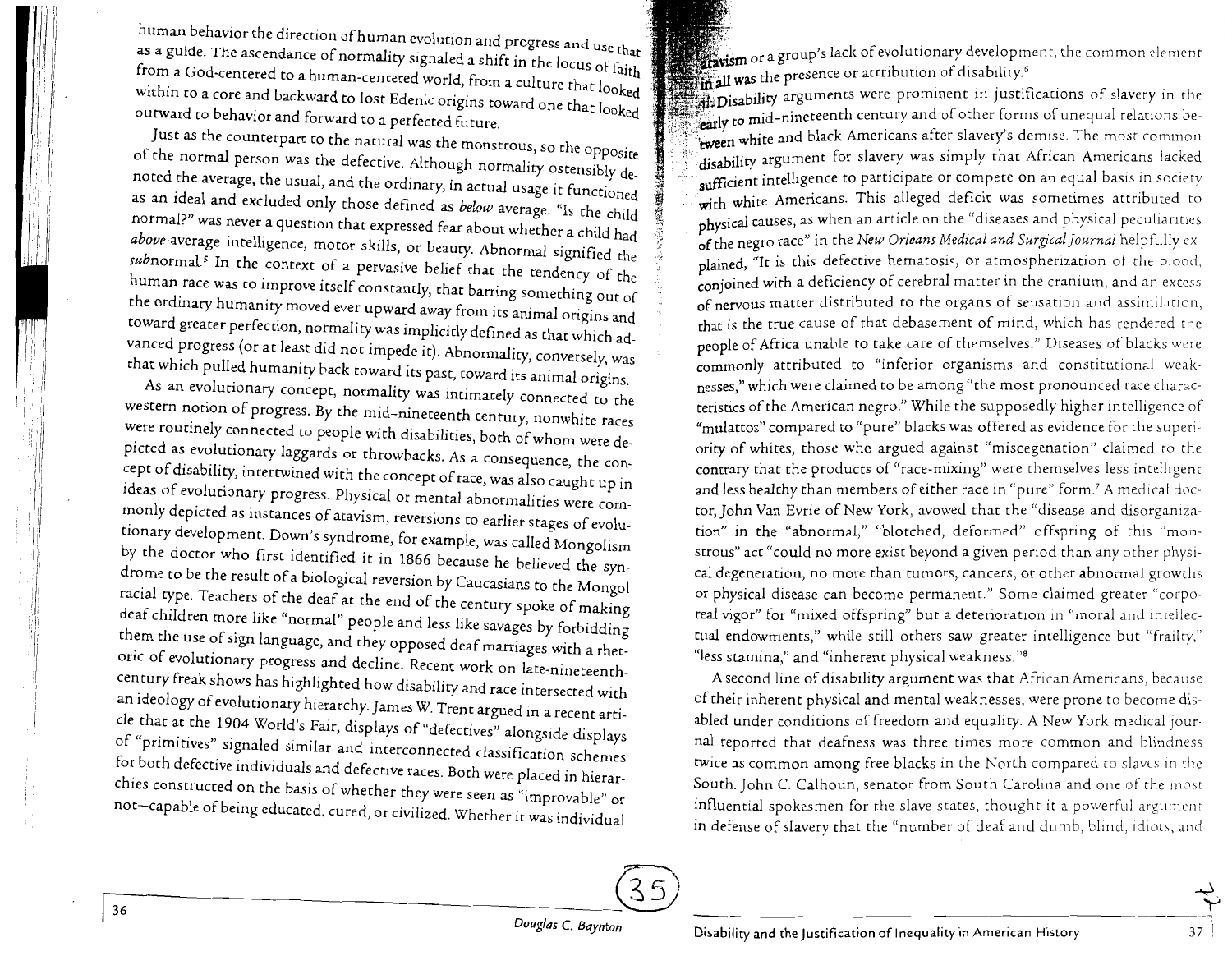human behavior the direction of human evolution and progress and use that as a guide. The ascendance of normality signaled a shift in the locus of faith from a God-centered to a human-centered world, from a culture that looked within to a core and backward to lost Edenic origins toward one that looked outward to behavior and forward to a perfected future.

Just as the counterpart to the natural was the monstrous, so the opposite of the normal person was the defective. Although normality ostensibly denoted the average, the usual, and the ordinary, in actual usage it functioned as an ideal and excluded only those defined as *below* average. "Is the child normal?" was never a question that expressed fear about whether a child had *above*-average intelligence, motor skills, or beauty. Abnormal signified the *sub*normal.[5] In the context of a pervasive belief that the tendency of the human race was to improve itself constantly, that barring something out of the ordinary humanity moved ever upward away from its animal origins and toward greater perfection, normality was implicitly defined as that which advanced progress (or at least did not impede it). Abnormality, conversely, was that which pulled humanity back toward its past, toward its animal origins.

As an evolutionary concept, normality was intimately connected to the western notion of progress. By the mid-nineteenth century, nonwhite races were routinely connected to people with disabilities, both of whom were depicted as evolutionary laggards or throwbacks. As a consequence, the concept of disability, intertwined with the concept of race, was also caught up in ideas of evolutionary progress. Physical or mental abnormalities were commonly depicted as instances of atavism, reversions to earlier stages of evolutionary development. Down's syndrome, for example, was called Mongolism by the doctor who first identified it in 1866 because he believed the syndrome to be the result of a biological reversion by Caucasians to the Mongol racial type. Teachers of the deaf at the end of the century spoke of making deaf children more like "normal" people and less like savages by forbidding them the use of sign language, and they opposed deaf marriages with a rhetoric of evolutionary progress and decline. Recent work on late-nineteenth-century freak shows has highlighted how disability and race intersected with an ideology of evolutionary hierarchy. James W. Trent argued in a recent article that at the 1904 World's Fair, displays of "defectives" alongside displays of "primitives" signaled similar and interconnected classification schemes for both defective individuals and defective races. Both were placed in hierarchies constructed on the basis of whether they were seen as "improvable" or not—capable of being educated, cured, or civilized. Whether it was individual atavism or a group's lack of evolutionary development, the common element in all was the presence or attribution of disability.[6]

Disability arguments were prominent in justifications of slavery in the early to mid-nineteenth century and of other forms of unequal relations between white and black Americans after slavery's demise. The most common disability argument for slavery was simply that African Americans lacked sufficient intelligence to participate or compete on an equal basis in society with white Americans. This alleged deficit was sometimes attributed to physical causes, as when an article on the "diseases and physical peculiarities of the negro race" in the *New Orleans Medical and Surgical Journal* helpfully explained, "It is this defective hematosis, or atmospherization of the blood, conjoined with a deficiency of cerebral matter in the cranium, and an excess of nervous matter distributed to the organs of sensation and assimilation, that is the true cause of that debasement of mind, which has rendered the people of Africa unable to take care of themselves." Diseases of blacks were commonly attributed to "inferior organisms and constitutional weaknesses," which were claimed to be among "the most pronounced race characteristics of the American negro." While the supposedly higher intelligence of "mulattos" compared to "pure" blacks was offered as evidence for the superiority of whites, those who argued against "miscegenation" claimed to the contrary that the products of "race-mixing" were themselves less intelligent and less healthy than members of either race in "pure" form.[7] A medical doctor, John Van Evrie of New York, avowed that the "disease and disorganization" in the "abnormal," "blotched, deformed" offspring of this "monstrous" act "could no more exist beyond a given period than any other physical degeneration, no more than tumors, cancers, or other abnormal growths or physical disease can become permanent." Some claimed greater "corporeal vigor" for "mixed offspring" but a deterioration in "moral and intellectual endowments," while still others saw greater intelligence but "frailty," "less stamina," and "inherent physical weakness."[8]

A second line of disability argument was that African Americans, because of their inherent physical and mental weaknesses, were prone to become disabled under conditions of freedom and equality. A New York medical journal reported that deafness was three times more common and blindness twice as common among free blacks in the North compared to slaves in the South. John C. Calhoun, senator from South Carolina and one of the most influential spokesmen for the slave states, thought it a powerful argument in defense of slavery that the "number of deaf and dumb, blind, idiots, and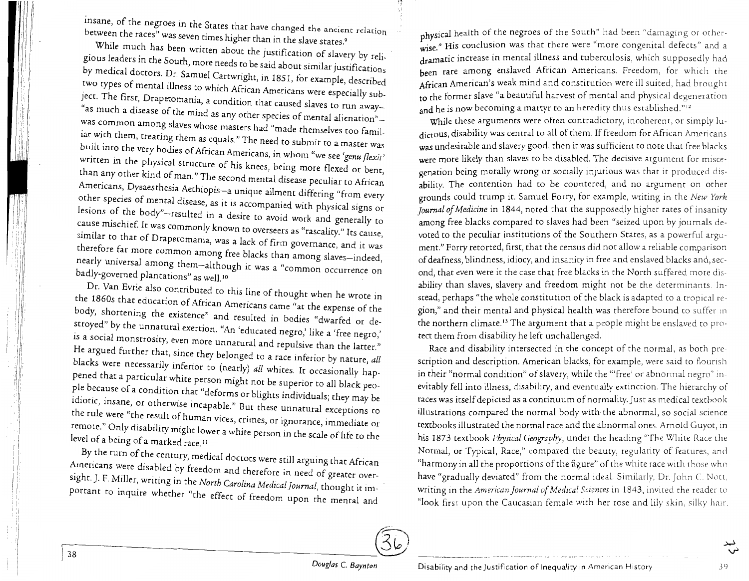insane, of the negroes in the States that have changed the ancient relation between the races" was seven times higher than in the slave states.[9]

While much has been written about the justification of slavery by religious leaders in the South, more needs to be said about similar justifications by medical doctors. Dr. Samuel Cartwright, in 1851, for example, described two types of mental illness to which African Americans were especially subject. The first, Drapetomania, a condition that caused slaves to run away—"as much a disease of the mind as any other species of mental alienation"—was common among slaves whose masters had "made themselves too familiar with them, treating them as equals." The need to submit to a master was built into the very bodies of African Americans, in whom "we see '*genu flexit*' written in the physical structure of his knees, being more flexed or bent, than any other kind of man." The second mental disease peculiar to African Americans, Dysaesthesia Aethiopis—a unique ailment differing "from every other species of mental disease, as it is accompanied with physical signs or lesions of the body"—resulted in a desire to avoid work and generally to cause mischief. It was commonly known to overseers as "rascality." Its cause, similar to that of Drapetomania, was a lack of firm governance, and it was therefore far more common among free blacks than among slaves—indeed, nearly universal among them—although it was a "common occurrence on badly-governed plantations" as well.[10]

Dr. Van Evrie also contributed to this line of thought when he wrote in the 1860s that education of African Americans came "at the expense of the body, shortening the existence" and resulted in bodies "dwarfed or destroyed" by the unnatural exertion. "An 'educated negro,' like a 'free negro,' is a social monstrosity, even more unnatural and repulsive than the latter." He argued further that, since they belonged to a race inferior by nature, *all* blacks were necessarily inferior to (nearly) *all* whites. It occasionally happened that a particular white person might not be superior to all black people because of a condition that "deforms or blights individuals; they may be idiotic, insane, or otherwise incapable." But these unnatural exceptions to the rule were "the result of human vices, crimes, or ignorance, immediate or remote." Only disability might lower a white person in the scale of life to the level of a being of a marked race.[11]

By the turn of the century, medical doctors were still arguing that African Americans were disabled by freedom and therefore in need of greater oversight. J. F. Miller, writing in the *North Carolina Medical Journal*, thought it important to inquire whether "the effect of freedom upon the mental and physical health of the negroes of the South" had been "damaging or otherwise." His conclusion was that there were "more congenital defects" and a dramatic increase in mental illness and tuberculosis, which supposedly had been rare among enslaved African Americans. Freedom, for which the African American's weak mind and constitution were ill suited, had brought to the former slave "a beautiful harvest of mental and physical degeneration and he is now becoming a martyr to an heredity thus established."[12]

While these arguments were often contradictory, incoherent, or simply ludicrous, disability was central to all of them. If freedom for African Americans was undesirable and slavery good, then it was sufficient to note that free blacks were more likely than slaves to be disabled. The decisive argument for miscegenation being morally wrong or socially injurious was that it produced disability. The contention had to be countered, and no argument on other grounds could trump it. Samuel Forry, for example, writing in the *New York Journal of Medicine* in 1844, noted that the supposedly higher rates of insanity among free blacks compared to slaves had been "seized upon by journals devoted to the peculiar institutions of the Southern States, as a powerful argument." Forry retorted, first, that the census did not allow a reliable comparison of deafness, blindness, idiocy, and insanity in free and enslaved blacks and, second, that even were it the case that free blacks in the North suffered more disability than slaves, slavery and freedom might not be the determinants. Instead, perhaps "the whole constitution of the black is adapted to a tropical region," and their mental and physical health was therefore bound to suffer in the northern climate.[13] The argument that a people might be enslaved to protect them from disability he left unchallenged.

Race and disability intersected in the concept of the normal, as both prescription and description. American blacks, for example, were said to flourish in their "normal condition" of slavery, while the "'free' or abnormal negro" inevitably fell into illness, disability, and eventually extinction. The hierarchy of races was itself depicted as a continuum of normality. Just as medical textbook illustrations compared the normal body with the abnormal, so social science textbooks illustrated the normal race and the abnormal ones. Arnold Guyot, in his 1873 textbook *Physical Geography*, under the heading "The White Race the Normal, or Typical, Race," compared the beauty, regularity of features, and "harmony in all the proportions of the figure" of the white race with those who have "gradually deviated" from the normal ideal. Similarly, Dr. John C. Nott, writing in the *American Journal of Medical Sciences* in 1843, invited the reader to "look first upon the Caucasian female with her rose and lily skin, silky hair,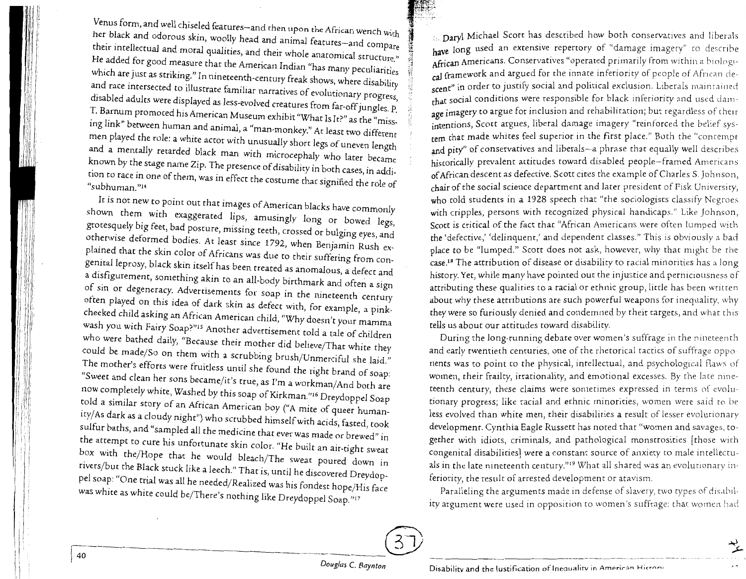Venus form, and well chiseled features—and then upon the African wench with her black and odorous skin, woolly head and animal features—and compare their intellectual and moral qualities, and their whole anatomical structure." He added for good measure that the American Indian "has many peculiarities which are just as striking." In nineteenth-century freak shows, where disability and race intersected to illustrate familiar narratives of evolutionary progress, disabled adults were displayed as less-evolved creatures from far-off jungles. P. T. Barnum promoted his American Museum exhibit "What Is It?" as the "missing link" between human and animal, a "man-monkey." At least two different men played the role: a white actor with unusually short legs of uneven length and a mentally retarded black man with microcephaly who later became known by the stage name Zip. The presence of disability in both cases, in addition to race in one of them, was in effect the costume that signified the role of "subhuman."[14]

It is not new to point out that images of American blacks have commonly shown them with exaggerated lips, amusingly long or bowed legs, grotesquely big feet, bad posture, missing teeth, crossed or bulging eyes, and otherwise deformed bodies. At least since 1792, when Benjamin Rush explained that the skin color of Africans was due to their suffering from congenital leprosy, black skin itself has been treated as anomalous, a defect and a disfigurement, something akin to an all-body birthmark and often a sign of sin or degeneracy. Advertisements for soap in the nineteenth century often played on this idea of dark skin as defect with, for example, a pink-cheeked child asking an African American child, "Why doesn't your mamma wash you with Fairy Soap?"[15] Another advertisement told a tale of children who were bathed daily, "Because their mother did believe/That white they could be made/So on them with a scrubbing brush/Unmerciful she laid." The mother's efforts were fruitless until she found the right brand of soap: "Sweet and clean her sons became/it's true, as I'm a workman/And both are now completely white, Washed by this soap of Kirkman."[16] Dreydoppel Soap told a similar story of an African American boy ("A mite of queer humanity/As dark as a cloudy night") who scrubbed himself with acids, fasted, took sulfur baths, and "sampled all the medicine that ever was made or brewed" in the attempt to cure his unfortunate skin color. "He built an air-tight sweat box with the/Hope that he would bleach/The sweat poured down in rivers/but the Black stuck like a leech." That is, until he discovered Dreydoppel soap: "One trial was all he needed/Realized was his fondest hope/His face was white as white could be/There's nothing like Dreydoppel Soap."[17]

Daryl Michael Scott has described how both conservatives and liberals have long used an extensive repertory of "damage imagery" to describe African Americans. Conservatives "operated primarily from within a biological framework and argued for the innate inferiority of people of African descent" in order to justify social and political exclusion. Liberals maintained that social conditions were responsible for black inferiority and used damage imagery to argue for inclusion and rehabilitation; but regardless of their intentions, Scott argues, liberal damage imagery "reinforced the belief system that made whites feel superior in the first place." Both the "contempt and pity" of conservatives and liberals—a phrase that equally well describes historically prevalent attitudes toward disabled people—framed Americans of African descent as defective. Scott cites the example of Charles S. Johnson, chair of the social science department and later president of Fisk University, who told students in a 1928 speech that "the sociologists classify Negroes with cripples, persons with recognized physical handicaps." Like Johnson, Scott is critical of the fact that "African Americans were often lumped with the 'defective,' 'delinquent,' and dependent classes." This is obviously a bad place to be "lumped." Scott does not ask, however, why that might be the case.[18] The attribution of disease or disability to racial minorities has a long history. Yet, while many have pointed out the injustice and perniciousness of attributing these qualities to a racial or ethnic group, little has been written about why these attributions are such powerful weapons for inequality, why they were so furiously denied and condemned by their targets, and what this tells us about our attitudes toward disability.

During the long-running debate over women's suffrage in the nineteenth and early twentieth centuries, one of the rhetorical tactics of suffrage opponents was to point to the physical, intellectual, and psychological flaws of women, their frailty, irrationality, and emotional excesses. By the late nineteenth century, these claims were sometimes expressed in terms of evolutionary progress; like racial and ethnic minorities, women were said to be less evolved than white men, their disabilities a result of lesser evolutionary development. Cynthia Eagle Russett has noted that "women and savages, together with idiots, criminals, and pathological monstrosities [those with congenital disabilities] were a constant source of anxiety to male intellectuals in the late nineteenth century."[19] What all shared was an evolutionary inferiority, the result of arrested development or atavism.

Paralleling the arguments made in defense of slavery, two types of disability argument were used in opposition to women's suffrage: that women had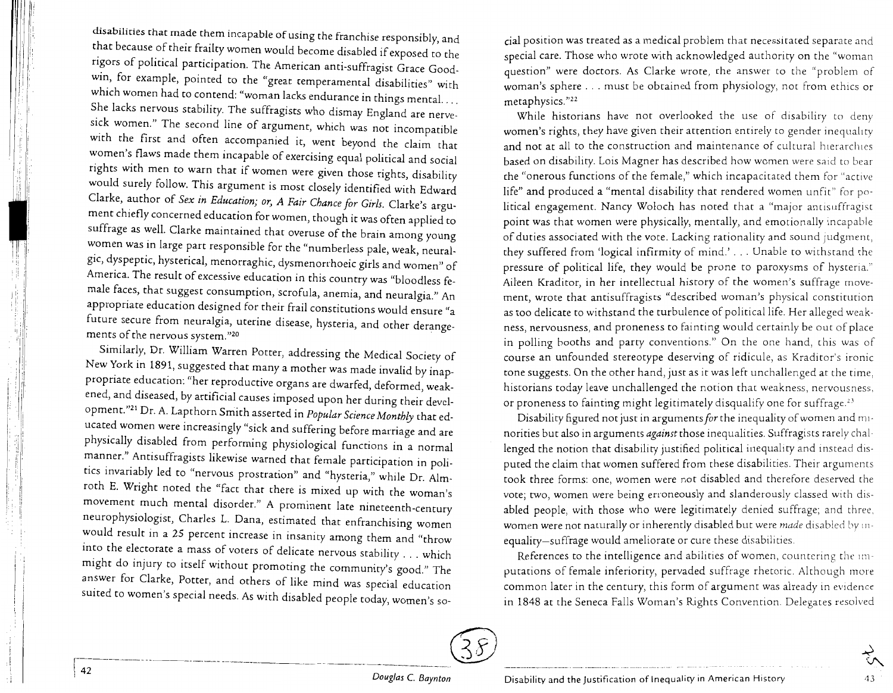disabilities that made them incapable of using the franchise responsibly, and that because of their frailty women would become disabled if exposed to the rigors of political participation. The American anti-suffragist Grace Goodwin, for example, pointed to the "great temperamental disabilities" with which women had to contend: "woman lacks endurance in things mental. . . . She lacks nervous stability. The suffragists who dismay England are nerve-sick women." The second line of argument, which was not incompatible with the first and often accompanied it, went beyond the claim that women's flaws made them incapable of exercising equal political and social rights with men to warn that if women were given those rights, disability would surely follow. This argument is most closely identified with Edward Clarke, author of *Sex in Education; or, A Fair Chance for Girls*. Clarke's argument chiefly concerned education for women, though it was often applied to suffrage as well. Clarke maintained that overuse of the brain among young women was in large part responsible for the "numberless pale, weak, neuralgic, dyspeptic, hysterical, menorraghic, dysmenorrhoeic girls and women" of America. The result of excessive education in this country was "bloodless female faces, that suggest consumption, scrofula, anemia, and neuralgia." An appropriate education designed for their frail constitutions would ensure "a future secure from neuralgia, uterine disease, hysteria, and other derangements of the nervous system."[20]

Similarly, Dr. William Warren Potter, addressing the Medical Society of New York in 1891, suggested that many a mother was made invalid by inappropriate education: "her reproductive organs are dwarfed, deformed, weakened, and diseased, by artificial causes imposed upon her during their development."[21] Dr. A. Lapthorn Smith asserted in *Popular Science Monthly* that educated women were increasingly "sick and suffering before marriage and are physically disabled from performing physiological functions in a normal manner." Antisuffragists likewise warned that female participation in politics invariably led to "nervous prostration" and "hysteria," while Dr. Almroth E. Wright noted the "fact that there is mixed up with the woman's movement much mental disorder." A prominent late nineteenth-century neurophysiologist, Charles L. Dana, estimated that enfranchising women would result in a 25 percent increase in insanity among them and "throw into the electorate a mass of voters of delicate nervous stability . . . which might do injury to itself without promoting the community's good." The answer for Clarke, Potter, and others of like mind was special education suited to women's special needs. As with disabled people today, women's social position was treated as a medical problem that necessitated separate and special care. Those who wrote with acknowledged authority on the "woman question" were doctors. As Clarke wrote, the answer to the "problem of woman's sphere . . . must be obtained from physiology, not from ethics or metaphysics."[22]

While historians have not overlooked the use of disability to deny women's rights, they have given their attention entirely to gender inequality and not at all to the construction and maintenance of cultural hierarchies based on disability. Lois Magner has described how women were said to bear the "onerous functions of the female," which incapacitated them for "active life" and produced a "mental disability that rendered women unfit" for political engagement. Nancy Woloch has noted that a "major antisuffragist point was that women were physically, mentally, and emotionally incapable of duties associated with the vote. Lacking rationality and sound judgment, they suffered from 'logical infirmity of mind.' . . . Unable to withstand the pressure of political life, they would be prone to paroxysms of hysteria." Aileen Kraditor, in her intellectual history of the women's suffrage movement, wrote that antisuffragists "described woman's physical constitution as too delicate to withstand the turbulence of political life. Her alleged weakness, nervousness, and proneness to fainting would certainly be out of place in polling booths and party conventions." On the one hand, this was of course an unfounded stereotype deserving of ridicule, as Kraditor's ironic tone suggests. On the other hand, just as it was left unchallenged at the time, historians today leave unchallenged the notion that weakness, nervousness, or proneness to fainting might legitimately disqualify one for suffrage.[23]

Disability figured not just in arguments *for* the inequality of women and minorities but also in arguments *against* those inequalities. Suffragists rarely challenged the notion that disability justified political inequality and instead disputed the claim that women suffered from these disabilities. Their arguments took three forms: one, women were not disabled and therefore deserved the vote; two, women were being erroneously and slanderously classed with disabled people, with those who were legitimately denied suffrage; and three, women were not naturally or inherently disabled but were *made* disabled by inequality—suffrage would ameliorate or cure these disabilities.

References to the intelligence and abilities of women, countering the imputations of female inferiority, pervaded suffrage rhetoric. Although more common later in the century, this form of argument was already in evidence in 1848 at the Seneca Falls Woman's Rights Convention. Delegates resolved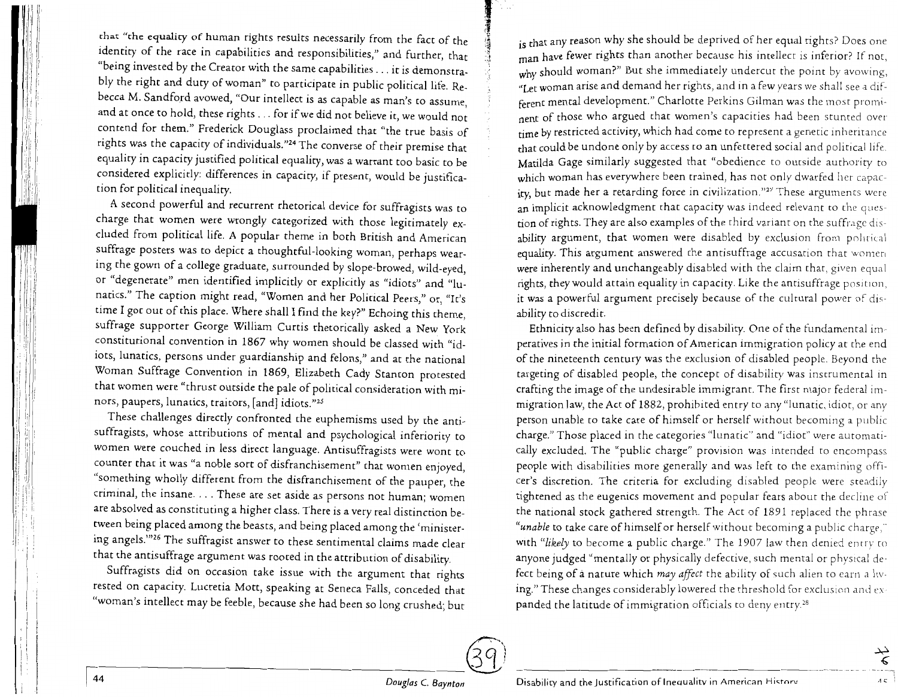that "the equality of human rights results necessarily from the fact of the identity of the race in capabilities and responsibilities," and further, that "being invested by the Creator with the same capabilities . . . it is demonstrably the right and duty of woman" to participate in public political life. Rebecca M. Sandford avowed, "Our intellect is as capable as man's to assume, and at once to hold, these rights . . . for if we did not believe it, we would not contend for them." Frederick Douglass proclaimed that "the true basis of rights was the capacity of individuals."[24] The converse of their premise that equality in capacity justified political equality, was a warrant too basic to be considered explicitly: differences in capacity, if present, would be justification for political inequality.

A second powerful and recurrent rhetorical device for suffragists was to charge that women were wrongly categorized with those legitimately excluded from political life. A popular theme in both British and American suffrage posters was to depict a thoughtful-looking woman, perhaps wearing the gown of a college graduate, surrounded by slope-browed, wild-eyed, or "degenerate" men identified implicitly or explicitly as "idiots" and "lunatics." The caption might read, "Women and her Political Peers," or, "It's time I got out of this place. Where shall I find the key?" Echoing this theme, suffrage supporter George William Curtis rhetorically asked a New York constitutional convention in 1867 why women should be classed with "idiots, lunatics, persons under guardianship and felons," and at the national Woman Suffrage Convention in 1869, Elizabeth Cady Stanton protested that women were "thrust outside the pale of political consideration with minors, paupers, lunatics, traitors, [and] idiots."[25]

These challenges directly confronted the euphemisms used by the antisuffragists, whose attributions of mental and psychological inferiority to women were couched in less direct language. Antisuffragists were wont to counter that it was "a noble sort of disfranchisement" that women enjoyed, "something wholly different from the disfranchisement of the pauper, the criminal, the insane. . . . These are set aside as persons not human; women are absolved as constituting a higher class. There is a very real distinction between being placed among the beasts, and being placed among the 'ministering angels.'"[26] The suffragist answer to these sentimental claims made clear that the antisuffrage argument was rooted in the attribution of disability.

Suffragists did on occasion take issue with the argument that rights rested on capacity. Lucretia Mott, speaking at Seneca Falls, conceded that "woman's intellect may be feeble, because she had been so long crushed; but is that any reason why she should be deprived of her equal rights? Does one man have fewer rights than another because his intellect is inferior? If not, why should woman?" But she immediately undercut the point by avowing, "Let woman arise and demand her rights, and in a few years we shall see a different mental development." Charlotte Perkins Gilman was the most prominent of those who argued that women's capacities had been stunted over time by restricted activity, which had come to represent a genetic inheritance that could be undone only by access to an unfettered social and political life. Matilda Gage similarly suggested that "obedience to outside authority to which woman has everywhere been trained, has not only dwarfed her capacity, but made her a retarding force in civilization."[27] These arguments were an implicit acknowledgment that capacity was indeed relevant to the question of rights. They are also examples of the third variant on the suffrage disability argument, that women were disabled by exclusion from political equality. This argument answered the antisuffrage accusation that women were inherently and unchangeably disabled with the claim that, given equal rights, they would attain equality in capacity. Like the antisuffrage position, it was a powerful argument precisely because of the cultural power of disability to discredit.

Ethnicity also has been defined by disability. One of the fundamental imperatives in the initial formation of American immigration policy at the end of the nineteenth century was the exclusion of disabled people. Beyond the targeting of disabled people, the concept of disability was instrumental in crafting the image of the undesirable immigrant. The first major federal immigration law, the Act of 1882, prohibited entry to any "lunatic, idiot, or any person unable to take care of himself or herself without becoming a public charge." Those placed in the categories "lunatic" and "idiot" were automatically excluded. The "public charge" provision was intended to encompass people with disabilities more generally and was left to the examining officer's discretion. The criteria for excluding disabled people were steadily tightened as the eugenics movement and popular fears about the decline of the national stock gathered strength. The Act of 1891 replaced the phrase "*unable* to take care of himself or herself without becoming a public charge," with "*likely* to become a public charge." The 1907 law then denied entry to anyone judged "mentally or physically defective, such mental or physical defect being of a nature which *may affect* the ability of such alien to earn a living." These changes considerably lowered the threshold for exclusion and expanded the latitude of immigration officials to deny entry.[28]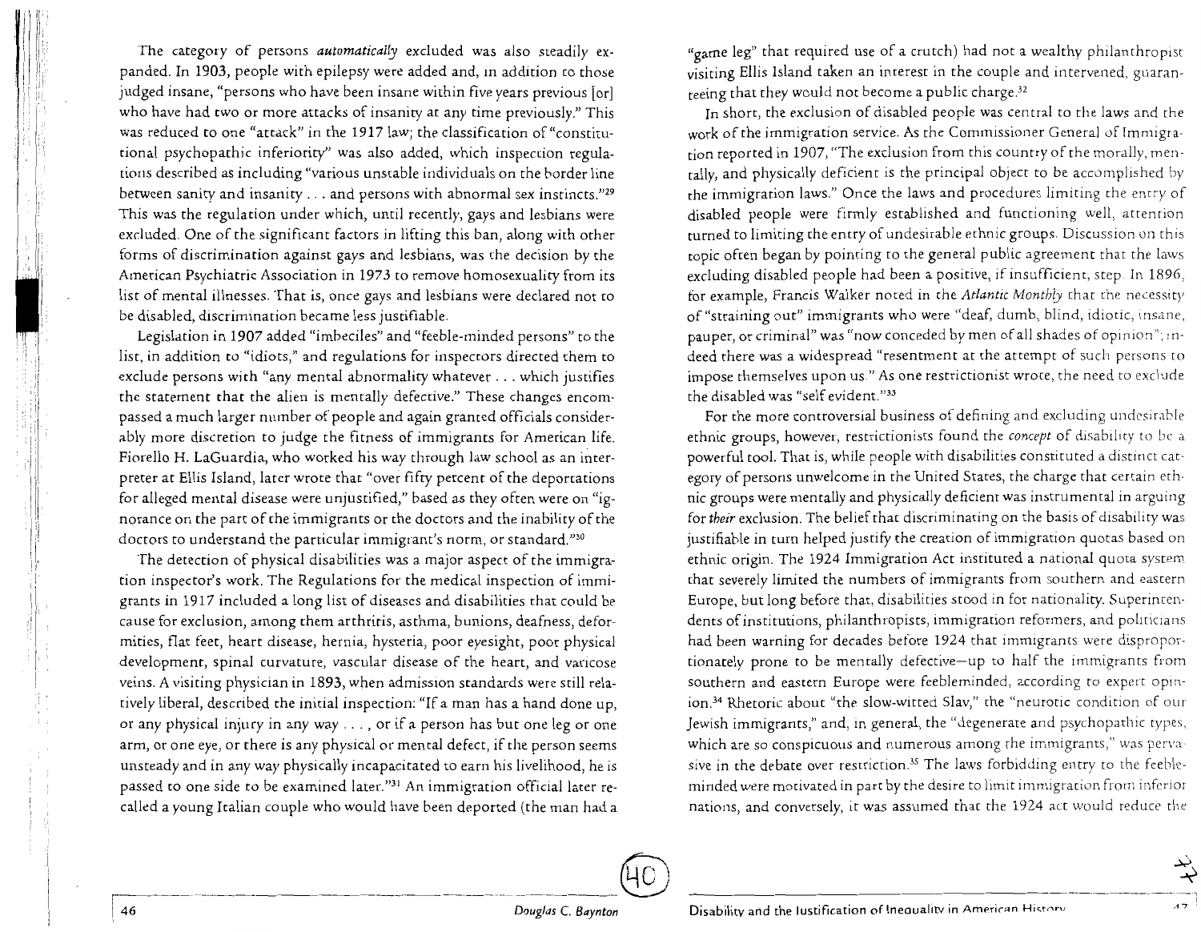The category of persons *automatically* excluded was also steadily expanded. In 1903, people with epilepsy were added and, in addition to those judged insane, "persons who have been insane within five years previous [or] who have had two or more attacks of insanity at any time previously." This was reduced to one "attack" in the 1917 law; the classification of "constitutional psychopathic inferiority" was also added, which inspection regulations described as including "various unstable individuals on the border line between sanity and insanity . . . and persons with abnormal sex instincts."[29] This was the regulation under which, until recently, gays and lesbians were excluded. One of the significant factors in lifting this ban, along with other forms of discrimination against gays and lesbians, was the decision by the American Psychiatric Association in 1973 to remove homosexuality from its list of mental illnesses. That is, once gays and lesbians were declared not to be disabled, discrimination became less justifiable.

Legislation in 1907 added "imbeciles" and "feeble-minded persons" to the list, in addition to "idiots," and regulations for inspectors directed them to exclude persons with "any mental abnormality whatever . . . which justifies the statement that the alien is mentally defective." These changes encompassed a much larger number of people and again granted officials considerably more discretion to judge the fitness of immigrants for American life. Fiorello H. LaGuardia, who worked his way through law school as an interpreter at Ellis Island, later wrote that "over fifty percent of the deportations for alleged mental disease were unjustified," based as they often were on "ignorance on the part of the immigrants or the doctors and the inability of the doctors to understand the particular immigrant's norm, or standard."[30]

The detection of physical disabilities was a major aspect of the immigration inspector's work. The Regulations for the medical inspection of immigrants in 1917 included a long list of diseases and disabilities that could be cause for exclusion, among them arthritis, asthma, bunions, deafness, deformities, flat feet, heart disease, hernia, hysteria, poor eyesight, poor physical development, spinal curvature, vascular disease of the heart, and varicose veins. A visiting physician in 1893, when admission standards were still relatively liberal, described the initial inspection: "If a man has a hand done up, or any physical injury in any way . . . , or if a person has but one leg or one arm, or one eye, or there is any physical or mental defect, if the person seems unsteady and in any way physically incapacitated to earn his livelihood, he is passed to one side to be examined later."[31] An immigration official later recalled a young Italian couple who would have been deported (the man had a "game leg" that required use of a crutch) had not a wealthy philanthropist visiting Ellis Island taken an interest in the couple and intervened, guaranteeing that they would not become a public charge.[32]

In short, the exclusion of disabled people was central to the laws and the work of the immigration service. As the Commissioner General of Immigration reported in 1907, "The exclusion from this country of the morally, mentally, and physically deficient is the principal object to be accomplished by the immigration laws." Once the laws and procedures limiting the entry of disabled people were firmly established and functioning well, attention turned to limiting the entry of undesirable ethnic groups. Discussion on this topic often began by pointing to the general public agreement that the laws excluding disabled people had been a positive, if insufficient, step. In 1896, for example, Francis Walker noted in the *Atlantic Monthly* that the necessity of "straining out" immigrants who were "deaf, dumb, blind, idiotic, insane, pauper, or criminal" was "now conceded by men of all shades of opinion"; indeed there was a widespread "resentment at the attempt of such persons to impose themselves upon us." As one restrictionist wrote, the need to exclude the disabled was "self evident."[33]

For the more controversial business of defining and excluding undesirable ethnic groups, however, restrictionists found the *concept* of disability to be a powerful tool. That is, while people with disabilities constituted a distinct category of persons unwelcome in the United States, the charge that certain ethnic groups were mentally and physically deficient was instrumental in arguing for *their* exclusion. The belief that discriminating on the basis of disability was justifiable in turn helped justify the creation of immigration quotas based on ethnic origin. The 1924 Immigration Act instituted a national quota system that severely limited the numbers of immigrants from southern and eastern Europe, but long before that, disabilities stood in for nationality. Superintendents of institutions, philanthropists, immigration reformers, and politicians had been warning for decades before 1924 that immigrants were disproportionately prone to be mentally defective—up to half the immigrants from southern and eastern Europe were feebleminded, according to expert opinion.[34] Rhetoric about "the slow-witted Slav," the "neurotic condition of our Jewish immigrants," and, in general, the "degenerate and psychopathic types, which are so conspicuous and numerous among the immigrants," was pervasive in the debate over restriction.[35] The laws forbidding entry to the feebleminded were motivated in part by the desire to limit immigration from inferior nations, and conversely, it was assumed that the 1924 act would reduce the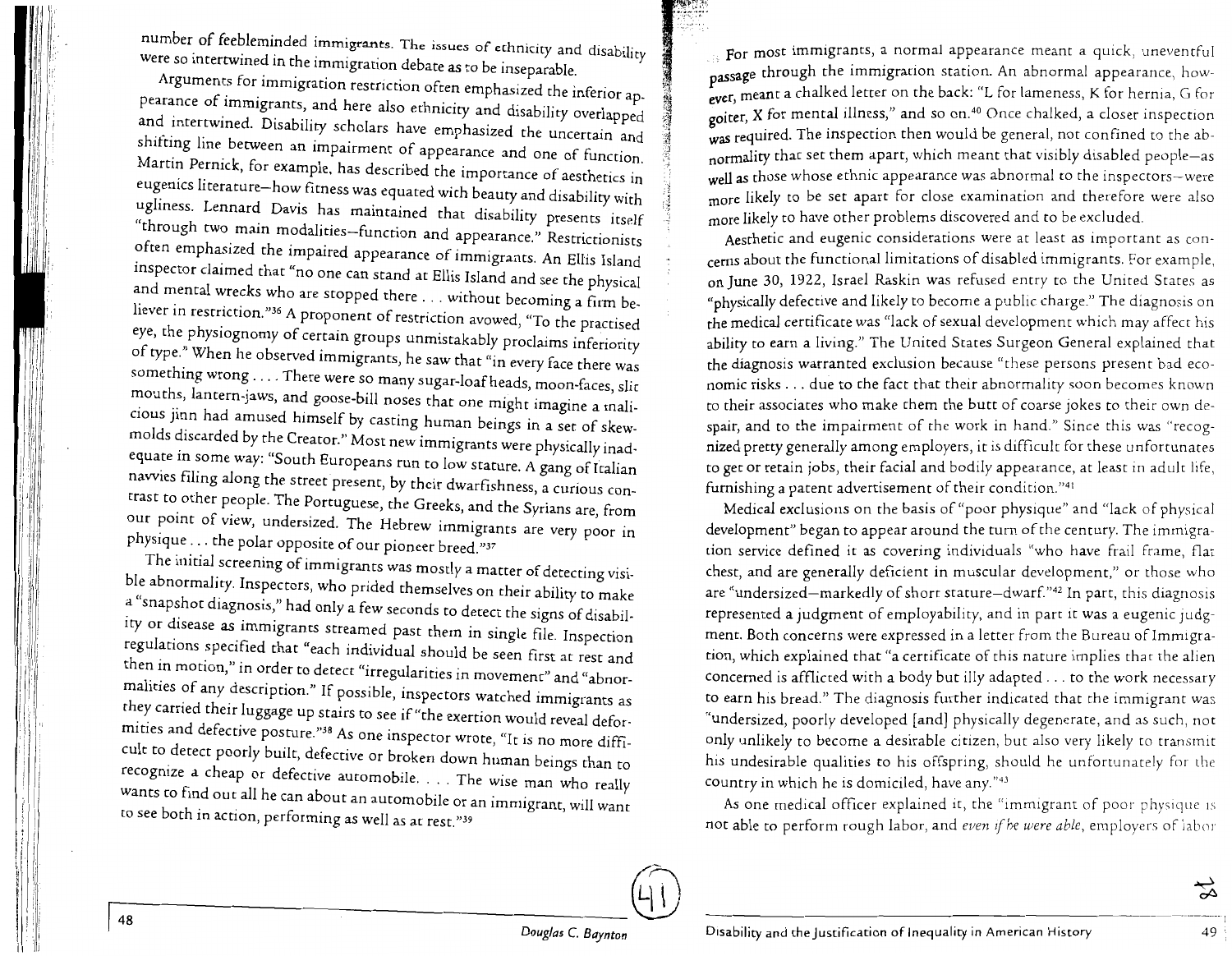number of feebleminded immigrants. The issues of ethnicity and disability were so intertwined in the immigration debate as to be inseparable.

Arguments for immigration restriction often emphasized the inferior appearance of immigrants, and here also ethnicity and disability overlapped and intertwined. Disability scholars have emphasized the uncertain and shifting line between an impairment of appearance and one of function. Martin Pernick, for example, has described the importance of aesthetics in eugenics literature—how fitness was equated with beauty and disability with ugliness. Lennard Davis has maintained that disability presents itself "through two main modalities—function and appearance." Restrictionists often emphasized the impaired appearance of immigrants. An Ellis Island inspector claimed that "no one can stand at Ellis Island and see the physical and mental wrecks who are stopped there . . . without becoming a firm believer in restriction."[36] A proponent of restriction avowed, "To the practised eye, the physiognomy of certain groups unmistakably proclaims inferiority of type." When he observed immigrants, he saw that "in every face there was something wrong. . . . There were so many sugar-loaf heads, moon-faces, slit mouths, lantern-jaws, and goose-bill noses that one might imagine a malicious jinn had amused himself by casting human beings in a set of skew-molds discarded by the Creator." Most new immigrants were physically inadequate in some way: "South Europeans run to low stature. A gang of Italian navvies filing along the street present, by their dwarfishness, a curious contrast to other people. The Portuguese, the Greeks, and the Syrians are, from our point of view, undersized. The Hebrew immigrants are very poor in physique . . . the polar opposite of our pioneer breed."[37]

The initial screening of immigrants was mostly a matter of detecting visible abnormality. Inspectors, who prided themselves on their ability to make a "snapshot diagnosis," had only a few seconds to detect the signs of disability or disease as immigrants streamed past them in single file. Inspection regulations specified that "each individual should be seen first at rest and then in motion," in order to detect "irregularities in movement" and "abnormalities of any description." If possible, inspectors watched immigrants as they carried their luggage up stairs to see if "the exertion would reveal deformities and defective posture."[38] As one inspector wrote, "It is no more difficult to detect poorly built, defective or broken down human beings than to recognize a cheap or defective automobile. . . . The wise man who really wants to find out all he can about an automobile or an immigrant, will want to see both in action, performing as well as at rest."[39]

For most immigrants, a normal appearance meant a quick, uneventful passage through the immigration station. An abnormal appearance, however, meant a chalked letter on the back: "L for lameness, K for hernia, G for goiter, X for mental illness," and so on.[40] Once chalked, a closer inspection was required. The inspection then would be general, not confined to the abnormality that set them apart, which meant that visibly disabled people—as well as those whose ethnic appearance was abnormal to the inspectors—were more likely to be set apart for close examination and therefore were also more likely to have other problems discovered and to be excluded.

Aesthetic and eugenic considerations were at least as important as concerns about the functional limitations of disabled immigrants. For example, on June 30, 1922, Israel Raskin was refused entry to the United States as "physically defective and likely to become a public charge." The diagnosis on the medical certificate was "lack of sexual development which may affect his ability to earn a living." The United States Surgeon General explained that the diagnosis warranted exclusion because "these persons present bad economic risks . . . due to the fact that their abnormality soon becomes known to their associates who make them the butt of coarse jokes to their own despair, and to the impairment of the work in hand." Since this was "recognized pretty generally among employers, it is difficult for these unfortunates to get or retain jobs, their facial and bodily appearance, at least in adult life, furnishing a patent advertisement of their condition."[41]

Medical exclusions on the basis of "poor physique" and "lack of physical development" began to appear around the turn of the century. The immigration service defined it as covering individuals "who have frail frame, flat chest, and are generally deficient in muscular development," or those who are "undersized—markedly of short stature—dwarf."[42] In part, this diagnosis represented a judgment of employability, and in part it was a eugenic judgment. Both concerns were expressed in a letter from the Bureau of Immigration, which explained that "a certificate of this nature implies that the alien concerned is afflicted with a body but illy adapted . . . to the work necessary to earn his bread." The diagnosis further indicated that the immigrant was "undersized, poorly developed [and] physically degenerate, and as such, not only unlikely to become a desirable citizen, but also very likely to transmit his undesirable qualities to his offspring, should he unfortunately for the country in which he is domiciled, have any."[43]

As one medical officer explained it, the "immigrant of poor physique is not able to perform rough labor, and *even if he were able*, employers of labor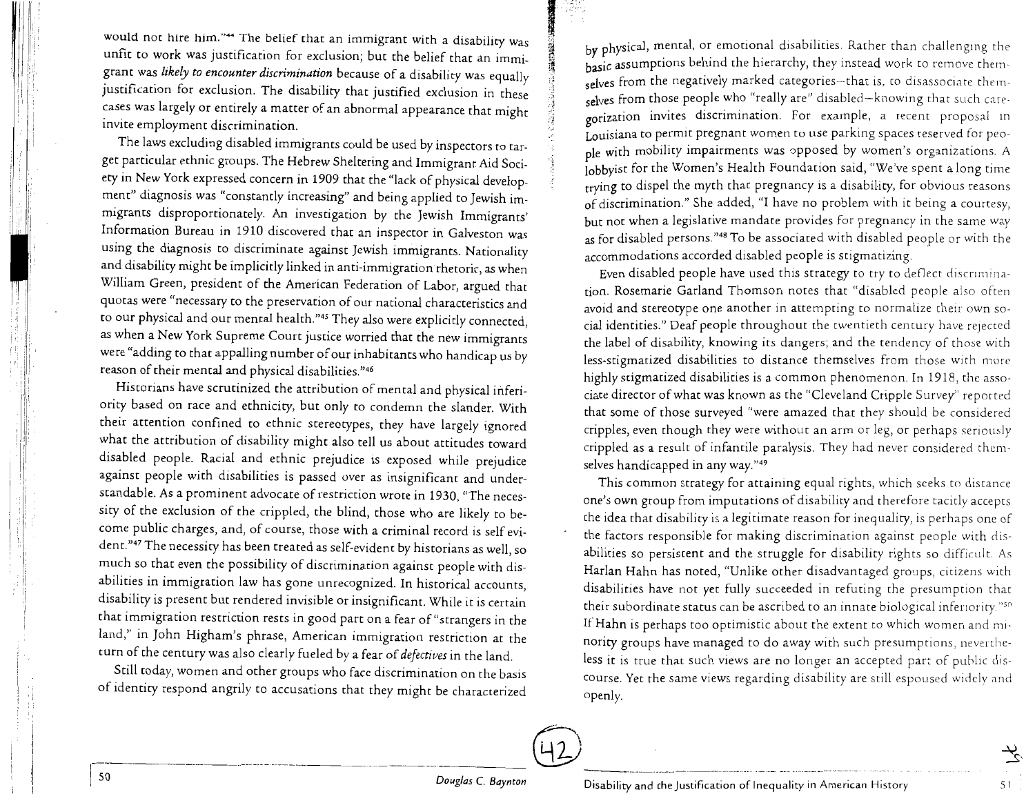would not hire him."[44] The belief that an immigrant with a disability was unfit to work was justification for exclusion; but the belief that an immigrant was *likely to encounter discrimination* because of a disability was equally justification for exclusion. The disability that justified exclusion in these cases was largely or entirely a matter of an abnormal appearance that might invite employment discrimination.

The laws excluding disabled immigrants could be used by inspectors to target particular ethnic groups. The Hebrew Sheltering and Immigrant Aid Society in New York expressed concern in 1909 that the "lack of physical development" diagnosis was "constantly increasing" and being applied to Jewish immigrants disproportionately. An investigation by the Jewish Immigrants' Information Bureau in 1910 discovered that an inspector in Galveston was using the diagnosis to discriminate against Jewish immigrants. Nationality and disability might be implicitly linked in anti-immigration rhetoric, as when William Green, president of the American Federation of Labor, argued that quotas were "necessary to the preservation of our national characteristics and to our physical and our mental health."[45] They also were explicitly connected, as when a New York Supreme Court justice worried that the new immigrants were "adding to that appalling number of our inhabitants who handicap us by reason of their mental and physical disabilities."[46]

Historians have scrutinized the attribution of mental and physical inferiority based on race and ethnicity, but only to condemn the slander. With their attention confined to ethnic stereotypes, they have largely ignored what the attribution of disability might also tell us about attitudes toward disabled people. Racial and ethnic prejudice is exposed while prejudice against people with disabilities is passed over as insignificant and understandable. As a prominent advocate of restriction wrote in 1930, "The necessity of the exclusion of the crippled, the blind, those who are likely to become public charges, and, of course, those with a criminal record is self evident."[47] The necessity has been treated as self-evident by historians as well, so much so that even the possibility of discrimination against people with disabilities in immigration law has gone unrecognized. In historical accounts, disability is present but rendered invisible or insignificant. While it is certain that immigration restriction rests in good part on a fear of "strangers in the land," in John Higham's phrase, American immigration restriction at the turn of the century was also clearly fueled by a fear of *defectives* in the land.

Still today, women and other groups who face discrimination on the basis of identity respond angrily to accusations that they might be characterized by physical, mental, or emotional disabilities. Rather than challenging the basic assumptions behind the hierarchy, they instead work to remove themselves from the negatively marked categories—that is, to disassociate themselves from those people who "really are" disabled—knowing that such categorization invites discrimination. For example, a recent proposal in Louisiana to permit pregnant women to use parking spaces reserved for people with mobility impairments was opposed by women's organizations. A lobbyist for the Women's Health Foundation said, "We've spent a long time trying to dispel the myth that pregnancy is a disability, for obvious reasons of discrimination." She added, "I have no problem with it being a courtesy, but not when a legislative mandate provides for pregnancy in the same way as for disabled persons."[48] To be associated with disabled people or with the accommodations accorded disabled people is stigmatizing.

Even disabled people have used this strategy to try to deflect discrimination. Rosemarie Garland Thomson notes that "disabled people also often avoid and stereotype one another in attempting to normalize their own social identities." Deaf people throughout the twentieth century have rejected the label of disability, knowing its dangers; and the tendency of those with less-stigmatized disabilities to distance themselves from those with more highly stigmatized disabilities is a common phenomenon. In 1918, the associate director of what was known as the "Cleveland Cripple Survey" reported that some of those surveyed "were amazed that they should be considered cripples, even though they were without an arm or leg, or perhaps seriously crippled as a result of infantile paralysis. They had never considered themselves handicapped in any way."[49]

This common strategy for attaining equal rights, which seeks to distance one's own group from imputations of disability and therefore tacitly accepts the idea that disability is a legitimate reason for inequality, is perhaps one of the factors responsible for making discrimination against people with disabilities so persistent and the struggle for disability rights so difficult. As Harlan Hahn has noted, "Unlike other disadvantaged groups, citizens with disabilities have not yet fully succeeded in refuting the presumption that their subordinate status can be ascribed to an innate biological inferiority."[50] If Hahn is perhaps too optimistic about the extent to which women and minority groups have managed to do away with such presumptions, nevertheless it is true that such views are no longer an accepted part of public discourse. Yet the same views regarding disability are still espoused widely and openly.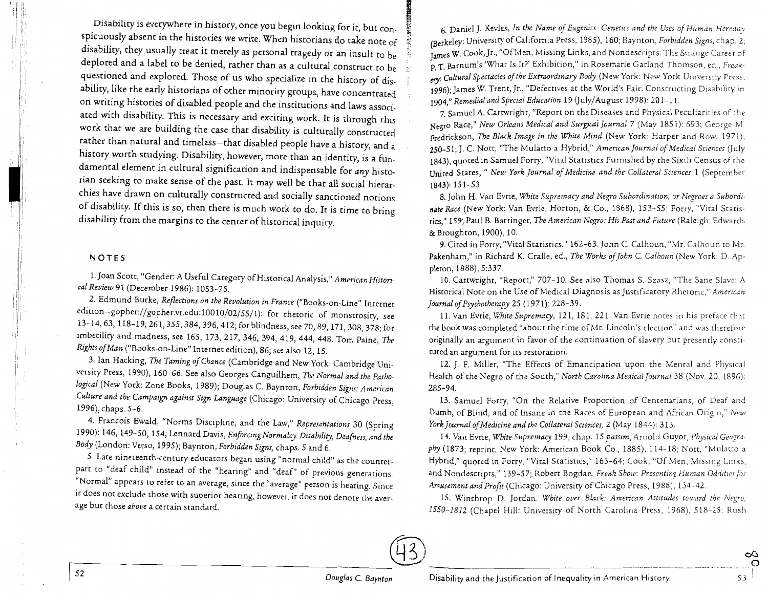Disability is everywhere in history, once you begin looking for it, but conspicuously absent in the histories we write. When historians do take note of disability, they usually treat it merely as personal tragedy or an insult to be deplored and a label to be denied, rather than as a cultural construct to be questioned and explored. Those of us who specialize in the history of disability, like the early historians of other minority groups, have concentrated on writing histories of disabled people and the institutions and laws associated with disability. This is necessary and exciting work. It is through this work that we are building the case that disability is culturally constructed rather than natural and timeless—that disabled people have a history, and a history worth studying. Disability, however, more than an identity, is a fundamental element in cultural signification and indispensable for *any* historian seeking to make sense of the past. It may well be that all social hierarchies have drawn on culturally constructed and socially sanctioned notions of disability. If this is so, then there is much work to do. It is time to bring disability from the margins to the center of historical inquiry.

## NOTES

1. Joan Scott, "Gender: A Useful Category of Historical Analysis," *American Historical Review* 91 (December 1986): 1053–75.

2. Edmund Burke, *Reflections on the Revolution in France* ("Books-on-Line" Internet edition—gopher://gopher.vt.edu:10010/02/55/1): for rhetoric of monstrosity, see 13–14, 63, 118–19, 261, 355, 384, 396, 412; for blindness, see 70, 89, 171, 308, 378; for imbecility and madness, see 165, 173, 217, 346, 394, 419, 444, 448. Tom Paine, *The Rights of Man* ("Books-on-Line" Internet edition), 86; see also 12, 15.

3. Ian Hacking, *The Taming of Chance* (Cambridge and New York: Cambridge University Press, 1990), 160–66. See also Georges Canguilhem, *The Normal and the Pathological* (New York: Zone Books, 1989); Douglas C. Baynton, *Forbidden Signs: American Culture and the Campaign against Sign Language* (Chicago: University of Chicago Press, 1996), chaps. 5–6.

4. Francois Ewald, "Norms Discipline, and the Law," *Representations* 30 (Spring 1990): 146, 149–50, 154; Lennard Davis, *Enforcing Normalcy: Disability, Deafness, and the Body* (London: Verso, 1995); Baynton, *Forbidden Signs*, chaps. 5 and 6.

5. Late nineteenth-century educators began using "normal child" as the counterpart to "deaf child" instead of the "hearing" and "deaf" of previous generations. "Normal" appears to refer to an average, since the "average" person is hearing. Since it does not exclude those with superior hearing, however, it does not denote the average but those *above* a certain standard.

6. Daniel J. Kevles, *In the Name of Eugenics: Genetics and the Uses of Human Heredity* (Berkeley: University of California Press, 1985), 160; Baynton, *Forbidden Signs*, chap. 2; James W. Cook, Jr., "Of Men, Missing Links, and Nondescripts: The Strange Career of P. T. Barnum's 'What Is It?' Exhibition," in Rosemarie Garland Thomson, ed., *Freakery: Cultural Spectacles of the Extraordinary Body* (New York: New York University Press, 1996); James W. Trent, Jr., "Defectives at the World's Fair: Constructing Disability in 1904," *Remedial and Special Education* 19 (July/August 1998): 201–11.

7. Samuel A. Cartwright, "Report on the Diseases and Physical Peculiarities of the Negro Race," *New Orleans Medical and Surgical Journal* 7 (May 1851): 693; George M. Fredrickson, *The Black Image in the White Mind* (New York: Harper and Row, 1971), 250–51; J. C. Nott, "The Mulatto a Hybrid," *American Journal of Medical Sciences* (July 1843), quoted in Samuel Forry, "Vital Statistics Furnished by the Sixth Census of the United States, " *New York Journal of Medicine and the Collateral Sciences* 1 (September 1843): 151–53.

8. John H. Van Evrie, *White Supremacy and Negro Subordination, or Negroes a Subordinate Race* (New York: Van Evrie, Horton, & Co., 1868), 153–55; Forry, "Vital Statistics," 159; Paul B. Barringer, *The American Negro: His Past and Future* (Raleigh: Edwards & Broughton, 1900), 10.

9. Cited in Forry, "Vital Statistics," 162–63. John C. Calhoun, "Mr. Calhoun to Mr. Pakenham," in Richard K. Cralle, ed., *The Works of John C. Calhoun* (New York: D. Appleton, 1888), 5:337.

10. Cartwright, "Report," 707–10. See also Thomas S. Szasz, "The Sane Slave: A Historical Note on the Use of Medical Diagnosis as Justificatory Rhetoric," *American Journal of Psychotherapy* 25 (1971): 228–39.

11. Van Evrie, *White Supremacy*, 121, 181, 221. Van Evrie notes in his preface that the book was completed "about the time of Mr. Lincoln's election" and was therefore originally an argument in favor of the continuation of slavery but presently constituted an argument for its restoration.

12. J. F. Miller, "The Effects of Emancipation upon the Mental and Physical Health of the Negro of the South," *North Carolina Medical Journal* 38 (Nov. 20, 1896): 285–94.

13. Samuel Forry, "On the Relative Proportion of Centenarians, of Deaf and Dumb, of Blind, and of Insane in the Races of European and African Origin," *New York Journal of Medicine and the Collateral Sciences*, 2 (May 1844): 313.

14. Van Evrie, *White Supremacy* 199, chap. 15 *passim*; Arnold Guyot, *Physical Geography* (1873; reprint, New York: American Book Co., 1885), 114–18; Nott, "Mulatto a Hybrid," quoted in Forry, "Vital Statistics," 163–64; Cook, "Of Men, Missing Links, and Nondescripts," 139–57; Robert Bogdan, *Freak Show: Presenting Human Oddities for Amusement and Profit* (Chicago: University of Chicago Press, 1988), 134–42.

15. Winthrop D. Jordan. *White over Black: American Attitudes toward the Negro, 1550–1812* (Chapel Hill: University of North Carolina Press, 1968), 518–25; Rush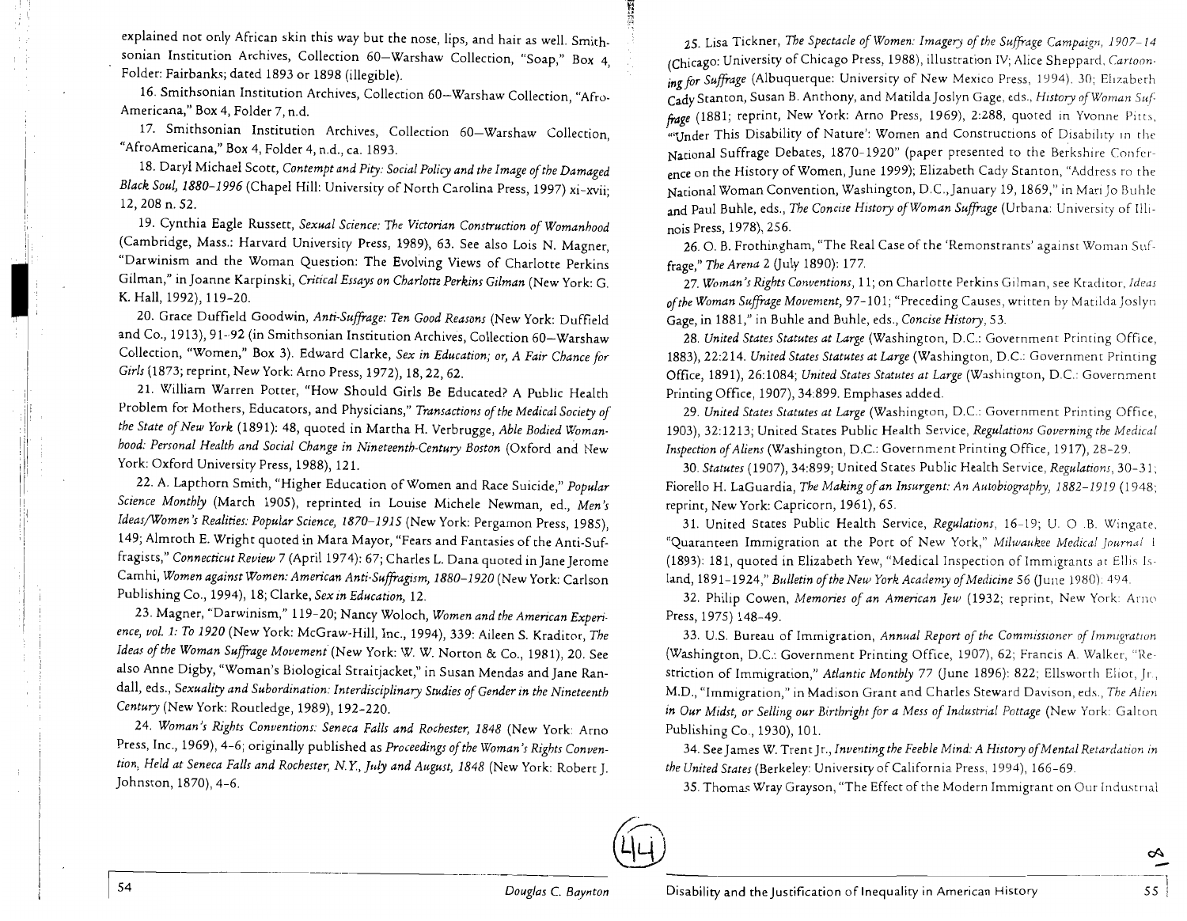explained not only African skin this way but the nose, lips, and hair as well. Smithsonian Institution Archives, Collection 60—Warshaw Collection, "Soap," Box 4, Folder: Fairbanks; dated 1893 or 1898 (illegible).

16. Smithsonian Institution Archives, Collection 60—Warshaw Collection, "Afro-Americana," Box 4, Folder 7, n.d.

17. Smithsonian Institution Archives, Collection 60—Warshaw Collection, "AfroAmericana," Box 4, Folder 4, n.d., ca. 1893.

18. Daryl Michael Scott, *Contempt and Pity: Social Policy and the Image of the Damaged Black Soul, 1880–1996* (Chapel Hill: University of North Carolina Press, 1997) xi–xvii; 12, 208 n. 52.

19. Cynthia Eagle Russett, *Sexual Science: The Victorian Construction of Womanhood* (Cambridge, Mass.: Harvard University Press, 1989), 63. See also Lois N. Magner, "Darwinism and the Woman Question: The Evolving Views of Charlotte Perkins Gilman," in Joanne Karpinski, *Critical Essays on Charlotte Perkins Gilman* (New York: G. K. Hall, 1992), 119–20.

20. Grace Duffield Goodwin, *Anti-Suffrage: Ten Good Reasons* (New York: Duffield and Co., 1913), 91–92 (in Smithsonian Institution Archives, Collection 60—Warshaw Collection, "Women," Box 3). Edward Clarke, *Sex in Education; or, A Fair Chance for Girls* (1873; reprint, New York: Arno Press, 1972), 18, 22, 62.

21. William Warren Potter, "How Should Girls Be Educated? A Public Health Problem for Mothers, Educators, and Physicians," *Transactions of the Medical Society of the State of New York* (1891): 48, quoted in Martha H. Verbrugge, *Able Bodied Womanhood: Personal Health and Social Change in Nineteenth-Century Boston* (Oxford and New York: Oxford University Press, 1988), 121.

22. A. Lapthorn Smith, "Higher Education of Women and Race Suicide," *Popular Science Monthly* (March 1905), reprinted in Louise Michele Newman, ed., *Men's Ideas/Women's Realities: Popular Science, 1870–1915* (New York: Pergamon Press, 1985), 149; Almroth E. Wright quoted in Mara Mayor, "Fears and Fantasies of the Anti-Suffragists," *Connecticut Review* 7 (April 1974): 67; Charles L. Dana quoted in Jane Jerome Camhi, *Women against Women: American Anti-Suffragism, 1880–1920* (New York: Carlson Publishing Co., 1994), 18; Clarke, *Sex in Education,* 12.

23. Magner, "Darwinism," 119–20; Nancy Woloch, *Women and the American Experience, vol. 1: To 1920* (New York: McGraw-Hill, Inc., 1994), 339: Aileen S. Kraditor, *The Ideas of the Woman Suffrage Movement* (New York: W. W. Norton & Co., 1981), 20. See also Anne Digby, "Woman's Biological Straitjacket," in Susan Mendas and Jane Randall, eds., *Sexuality and Subordination: Interdisciplinary Studies of Gender in the Nineteenth Century* (New York: Routledge, 1989), 192–220.

24. *Woman's Rights Conventions: Seneca Falls and Rochester, 1848* (New York: Arno Press, Inc., 1969), 4–6; originally published as *Proceedings of the Woman's Rights Convention, Held at Seneca Falls and Rochester, N.Y., July and August, 1848* (New York: Robert J. Johnston, 1870), 4–6.

25. Lisa Tickner, *The Spectacle of Women: Imagery of the Suffrage Campaign, 1907–14* (Chicago: University of Chicago Press, 1988), illustration IV; Alice Sheppard, *Cartooning for Suffrage* (Albuquerque: University of New Mexico Press, 1994), 30; Elizabeth Cady Stanton, Susan B. Anthony, and Matilda Joslyn Gage, eds., *History of Woman Suffrage* (1881; reprint, New York: Arno Press, 1969), 2:288, quoted in Yvonne Pitts, "'Under This Disability of Nature': Women and Constructions of Disability in the National Suffrage Debates, 1870–1920" (paper presented to the Berkshire Conference on the History of Women, June 1999); Elizabeth Cady Stanton, "Address to the National Woman Convention, Washington, D.C., January 19, 1869," in Mari Jo Buhle and Paul Buhle, eds., *The Concise History of Woman Suffrage* (Urbana: University of Illinois Press, 1978), 256.

26. O. B. Frothingham, "The Real Case of the 'Remonstrants' against Woman Suffrage," *The Arena* 2 (July 1890): 177.

27. *Woman's Rights Conventions,* 11; on Charlotte Perkins Gilman, see Kraditor, *Ideas of the Woman Suffrage Movement,* 97–101; "Preceding Causes, written by Matilda Joslyn Gage, in 1881," in Buhle and Buhle, eds., *Concise History,* 53.

28. *United States Statutes at Large* (Washington, D.C.: Government Printing Office, 1883), 22:214. *United States Statutes at Large* (Washington, D.C.: Government Printing Office, 1891), 26:1084; *United States Statutes at Large* (Washington, D.C.: Government Printing Office, 1907), 34:899. Emphases added.

29. *United States Statutes at Large* (Washington, D.C.: Government Printing Office, 1903), 32:1213; United States Public Health Service, *Regulations Governing the Medical Inspection of Aliens* (Washington, D.C.: Government Printing Office, 1917), 28–29.

30. *Statutes* (1907), 34:899; United States Public Health Service, *Regulations,* 30–31; Fiorello H. LaGuardia, *The Making of an Insurgent: An Autobiography, 1882–1919* (1948; reprint, New York: Capricorn, 1961), 65.

31. United States Public Health Service, *Regulations,* 16–19; U. O .B. Wingate, "Quaranteen Immigration at the Port of New York," *Milwaukee Medical Journal* 1 (1893): 181, quoted in Elizabeth Yew, "Medical Inspection of Immigrants at Ellis Island, 1891–1924," *Bulletin of the New York Academy of Medicine* 56 (June 1980): 494.

32. Philip Cowen, *Memories of an American Jew* (1932; reprint, New York: Arno Press, 1975) 148–49.

33. U.S. Bureau of Immigration, *Annual Report of the Commissioner of Immigration* (Washington, D.C.: Government Printing Office, 1907), 62; Francis A. Walker, "Restriction of Immigration," *Atlantic Monthly* 77 (June 1896): 822; Ellsworth Eliot, Jr., M.D., "Immigration," in Madison Grant and Charles Steward Davison, eds., *The Alien in Our Midst, or Selling our Birthright for a Mess of Industrial Pottage* (New York: Galton Publishing Co., 1930), 101.

34. See James W. Trent Jr., *Inventing the Feeble Mind: A History of Mental Retardation in the United States* (Berkeley: University of California Press, 1994), 166–69.

35. Thomas Wray Grayson, "The Effect of the Modern Immigrant on Our Industrial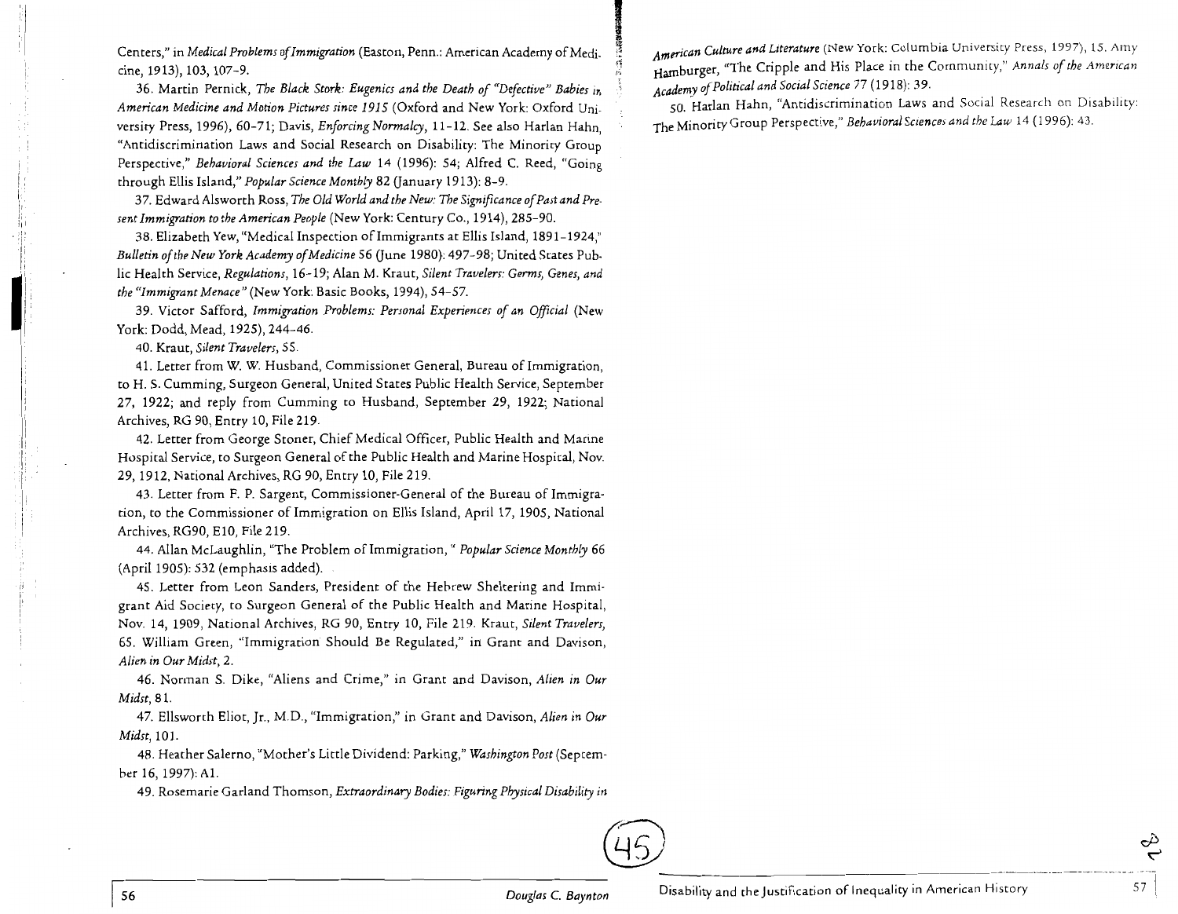Centers," in *Medical Problems of Immigration* (Easton, Penn.: American Academy of Medicine, 1913), 103, 107–9.

36. Martin Pernick, *The Black Stork: Eugenics and the Death of "Defective" Babies in American Medicine and Motion Pictures since 1915* (Oxford and New York: Oxford University Press, 1996), 60–71; Davis, *Enforcing Normalcy*, 11–12. See also Harlan Hahn, "Antidiscrimination Laws and Social Research on Disability: The Minority Group Perspective," *Behavioral Sciences and the Law* 14 (1996): 54; Alfred C. Reed, "Going through Ellis Island," *Popular Science Monthly* 82 (January 1913): 8–9.

37. Edward Alsworth Ross, *The Old World and the New: The Significance of Past and Present Immigration to the American People* (New York: Century Co., 1914), 285–90.

38. Elizabeth Yew, "Medical Inspection of Immigrants at Ellis Island, 1891–1924," *Bulletin of the New York Academy of Medicine* 56 (June 1980): 497–98; United States Public Health Service, *Regulations*, 16–19; Alan M. Kraut, *Silent Travelers: Germs, Genes, and the "Immigrant Menace"* (New York: Basic Books, 1994), 54–57.

39. Victor Safford, *Immigration Problems: Personal Experiences of an Official* (New York: Dodd, Mead, 1925), 244–46.

40. Kraut, *Silent Travelers*, 55.

41. Letter from W. W. Husband, Commissioner General, Bureau of Immigration, to H. S. Cumming, Surgeon General, United States Public Health Service, September 27, 1922; and reply from Cumming to Husband, September 29, 1922; National Archives, RG 90, Entry 10, File 219.

42. Letter from George Stoner, Chief Medical Officer, Public Health and Marine Hospital Service, to Surgeon General of the Public Health and Marine Hospital, Nov. 29, 1912, National Archives, RG 90, Entry 10, File 219.

43. Letter from F. P. Sargent, Commissioner-General of the Bureau of Immigration, to the Commissioner of Immigration on Ellis Island, April 17, 1905, National Archives, RG90, E10, File 219.

44. Allan McLaughlin, "The Problem of Immigration," *Popular Science Monthly* 66 (April 1905): 532 (emphasis added).

45. Letter from Leon Sanders, President of the Hebrew Sheltering and Immigrant Aid Society, to Surgeon General of the Public Health and Marine Hospital, Nov. 14, 1909, National Archives, RG 90, Entry 10, File 219. Kraut, *Silent Travelers*, 65. William Green, "Immigration Should Be Regulated," in Grant and Davison, *Alien in Our Midst*, 2.

46. Norman S. Dike, "Aliens and Crime," in Grant and Davison, *Alien in Our Midst*, 81.

47. Ellsworth Eliot, Jr., M.D., "Immigration," in Grant and Davison, *Alien in Our Midst*, 101.

48. Heather Salerno, "Mother's Little Dividend: Parking," *Washington Post* (September 16, 1997): A1.

49. Rosemarie Garland Thomson, *Extraordinary Bodies: Figuring Physical Disability in American Culture and Literature* (New York: Columbia University Press, 1997), 15. Amy Hamburger, "The Cripple and His Place in the Community," *Annals of the American Academy of Political and Social Science* 77 (1918): 39.

50. Harlan Hahn, "Antidiscrimination Laws and Social Research on Disability: The Minority Group Perspective," *Behavioral Sciences and the Law* 14 (1996): 43.